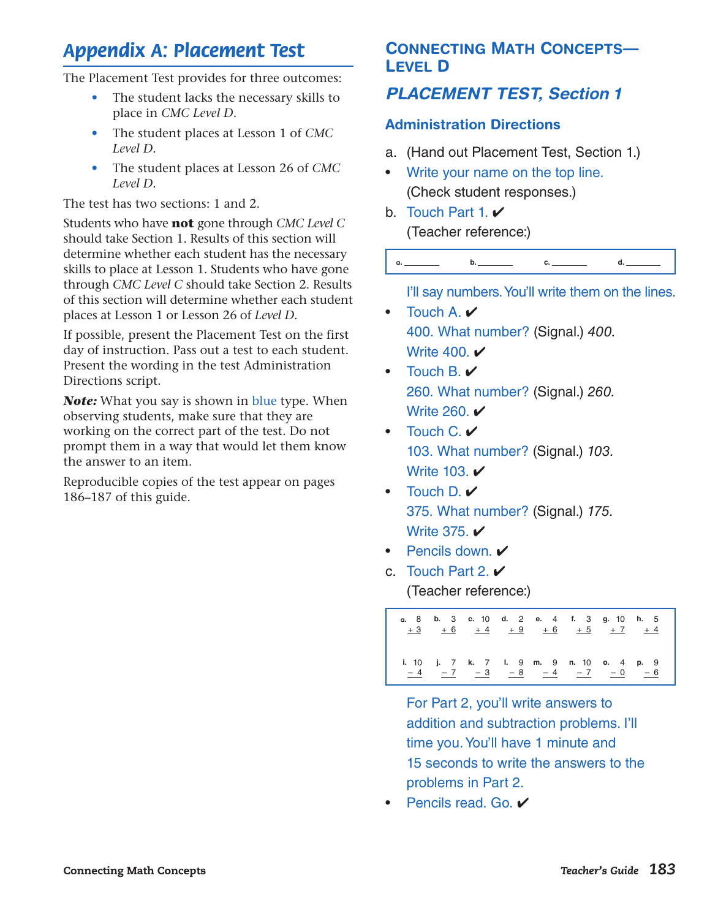# Appendix A: Placement Test

The Placement Test provides for three outcomes:

- The student lacks the necessary skills to place in *CMC Level D*.
- The student places at Lesson 1 of *CMC Level D*.
- The student places at Lesson 26 of *CMC Level D*.

The test has two sections: 1 and 2.

Students who have **not** gone through *CMC Level C* should take Section 1. Results of this section will determine whether each student has the necessary skills to place at Lesson 1. Students who have gone through *CMC Level C* should take Section 2. Results of this section will determine whether each student places at Lesson 1 or Lesson 26 of *Level D*.

If possible, present the Placement Test on the first day of instruction. Pass out a test to each student. Present the wording in the test Administration Directions script.

***Note:*** What you say is shown in blue type. When observing students, make sure that they are working on the correct part of the test. Do not prompt them in a way that would let them know the answer to an item.

Reproducible copies of the test appear on pages 186–187 of this guide.

## CONNECTING MATH CONCEPTS—LEVEL D

## *PLACEMENT TEST, Section 1*

### Administration Directions

a. (Hand out Placement Test, Section 1.)

- Write your name on the top line.
  (Check student responses.)

b. Touch Part 1. ✔
   (Teacher reference:)

| a. ________ | b. ________ | c. ________ | d. ________ |
|---|---|---|---|

I'll say numbers. You'll write them on the lines.

- Touch A. ✔
  400. What number? (Signal.) *400.*
  Write 400. ✔
- Touch B. ✔
  260. What number? (Signal.) *260.*
  Write 260. ✔
- Touch C. ✔
  103. What number? (Signal.) *103.*
  Write 103. ✔
- Touch D. ✔
  375. What number? (Signal.) *175.*
  Write 375. ✔
- Pencils down. ✔

c. Touch Part 2. ✔
   (Teacher reference:)

| a. | b. | c. | d. | e. | f. | g. | h. |
|---|---|---|---|---|---|---|---|
| $8 + 3$ | $3 + 6$ | $10 + 4$ | $2 + 9$ | $4 + 6$ | $3 + 5$ | $10 + 7$ | $5 + 4$ |

| i. | j. | k. | l. | m. | n. | o. | p. |
|---|---|---|---|---|---|---|---|
| $10 - 4$ | $7 - 7$ | $7 - 3$ | $9 - 8$ | $9 - 4$ | $10 - 7$ | $4 - 0$ | $9 - 6$ |

For Part 2, you'll write answers to addition and subtraction problems. I'll time you. You'll have 1 minute and 15 seconds to write the answers to the problems in Part 2.

- Pencils read. Go. ✔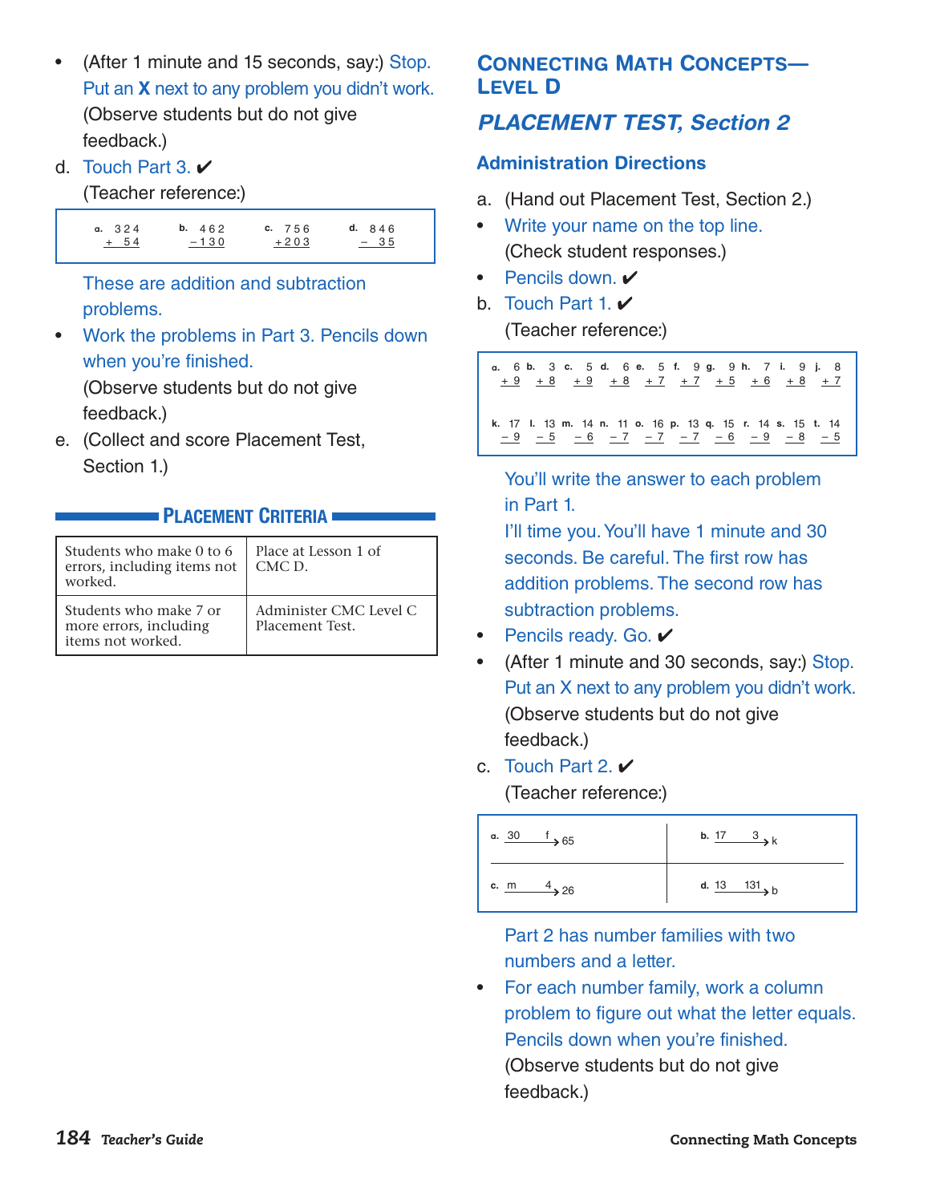- (After 1 minute and 15 seconds, say:) Stop. Put an **X** next to any problem you didn't work. (Observe students but do not give feedback.)

d. Touch Part 3. ✔

(Teacher reference:)

| a. | b. | c. | d. |
|---|---|---|---|
| $324 + 54$ | $462 - 130$ | $756 + 203$ | $846 - 35$ |

These are addition and subtraction problems.

- Work the problems in Part 3. Pencils down when you're finished. (Observe students but do not give feedback.)

e. (Collect and score Placement Test, Section 1.)

## Placement Criteria

| Students who make 0 to 6 errors, including items not worked. | Place at Lesson 1 of CMC D. |
|---|---|
| Students who make 7 or more errors, including items not worked. | Administer CMC Level C Placement Test. |

# Connecting Math Concepts—Level D

## *PLACEMENT TEST, Section 2*

### Administration Directions

a. (Hand out Placement Test, Section 2.)

- Write your name on the top line. (Check student responses.)
- Pencils down. ✔

b. Touch Part 1. ✔

(Teacher reference:)

| a. | b. | c. | d. | e. | f. | g. | h. | i. | j. |
|---|---|---|---|---|---|---|---|---|---|
| $6 + 9$ | $3 + 8$ | $5 + 9$ | $6 + 8$ | $5 + 7$ | $9 + 7$ | $9 + 5$ | $7 + 6$ | $9 + 8$ | $8 + 7$ |
| **k.** $17 - 9$ | **l.** $13 - 5$ | **m.** $14 - 6$ | **n.** $11 - 7$ | **o.** $16 - 7$ | **p.** $13 - 7$ | **q.** $15 - 6$ | **r.** $14 - 9$ | **s.** $15 - 8$ | **t.** $14 - 5$ |

You'll write the answer to each problem in Part 1.

I'll time you. You'll have 1 minute and 30 seconds. Be careful. The first row has addition problems. The second row has subtraction problems.

- Pencils ready. Go. ✔
- (After 1 minute and 30 seconds, say:) Stop. Put an X next to any problem you didn't work. (Observe students but do not give feedback.)

c. Touch Part 2. ✔

(Teacher reference:)

| | |
|---|---|
| a. $30 \xrightarrow{f} 65$ | b. $17 \xrightarrow{3} k$ |
| c. $m \xrightarrow{4} 26$ | d. $13 \xrightarrow{131} b$ |

Part 2 has number families with two numbers and a letter.

- For each number family, work a column problem to figure out what the letter equals. Pencils down when you're finished. (Observe students but do not give feedback.)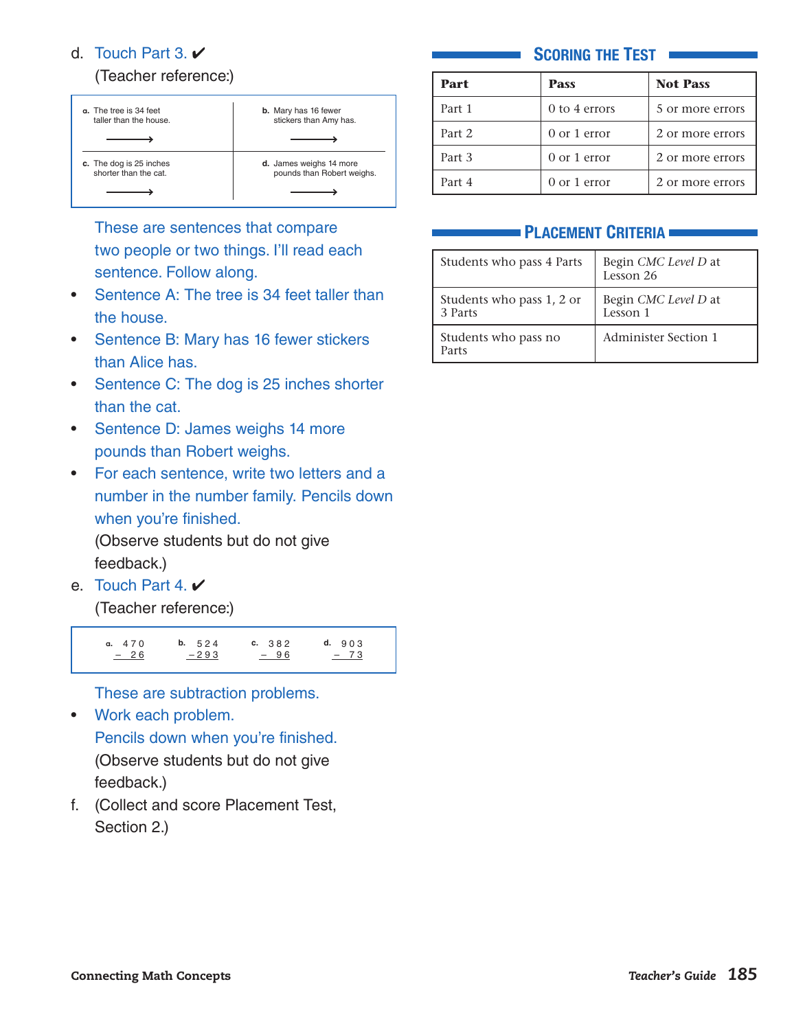d. Touch Part 3. ✔

(Teacher reference:)

| | |
|---|---|
| **a.** The tree is 34 feet taller than the house. ⟶ | **b.** Mary has 16 fewer stickers than Amy has. ⟶ |
| **c.** The dog is 25 inches shorter than the cat. ⟶ | **d.** James weighs 14 more pounds than Robert weighs. ⟶ |

These are sentences that compare two people or two things. I'll read each sentence. Follow along.

- Sentence A: The tree is 34 feet taller than the house.
- Sentence B: Mary has 16 fewer stickers than Alice has.
- Sentence C: The dog is 25 inches shorter than the cat.
- Sentence D: James weighs 14 more pounds than Robert weighs.
- For each sentence, write two letters and a number in the number family. Pencils down when you're finished.

  (Observe students but do not give feedback.)

e. Touch Part 4. ✔

(Teacher reference:)

| a. | b. | c. | d. |
|---|---|---|---|
| $\begin{array}{r} 470 \\ -\ 26 \\ \hline \end{array}$ | $\begin{array}{r} 524 \\ -293 \\ \hline \end{array}$ | $\begin{array}{r} 382 \\ -\ 96 \\ \hline \end{array}$ | $\begin{array}{r} 903 \\ -\ 73 \\ \hline \end{array}$ |

These are subtraction problems.

- Work each problem.

  Pencils down when you're finished.

  (Observe students but do not give feedback.)

f. (Collect and score Placement Test, Section 2.)

## Scoring the Test

| Part | Pass | Not Pass |
|---|---|---|
| Part 1 | 0 to 4 errors | 5 or more errors |
| Part 2 | 0 or 1 error | 2 or more errors |
| Part 3 | 0 or 1 error | 2 or more errors |
| Part 4 | 0 or 1 error | 2 or more errors |

## Placement Criteria

| | |
|---|---|
| Students who pass 4 Parts | Begin *CMC Level D* at Lesson 26 |
| Students who pass 1, 2 or 3 Parts | Begin *CMC Level D* at Lesson 1 |
| Students who pass no Parts | Administer Section 1 |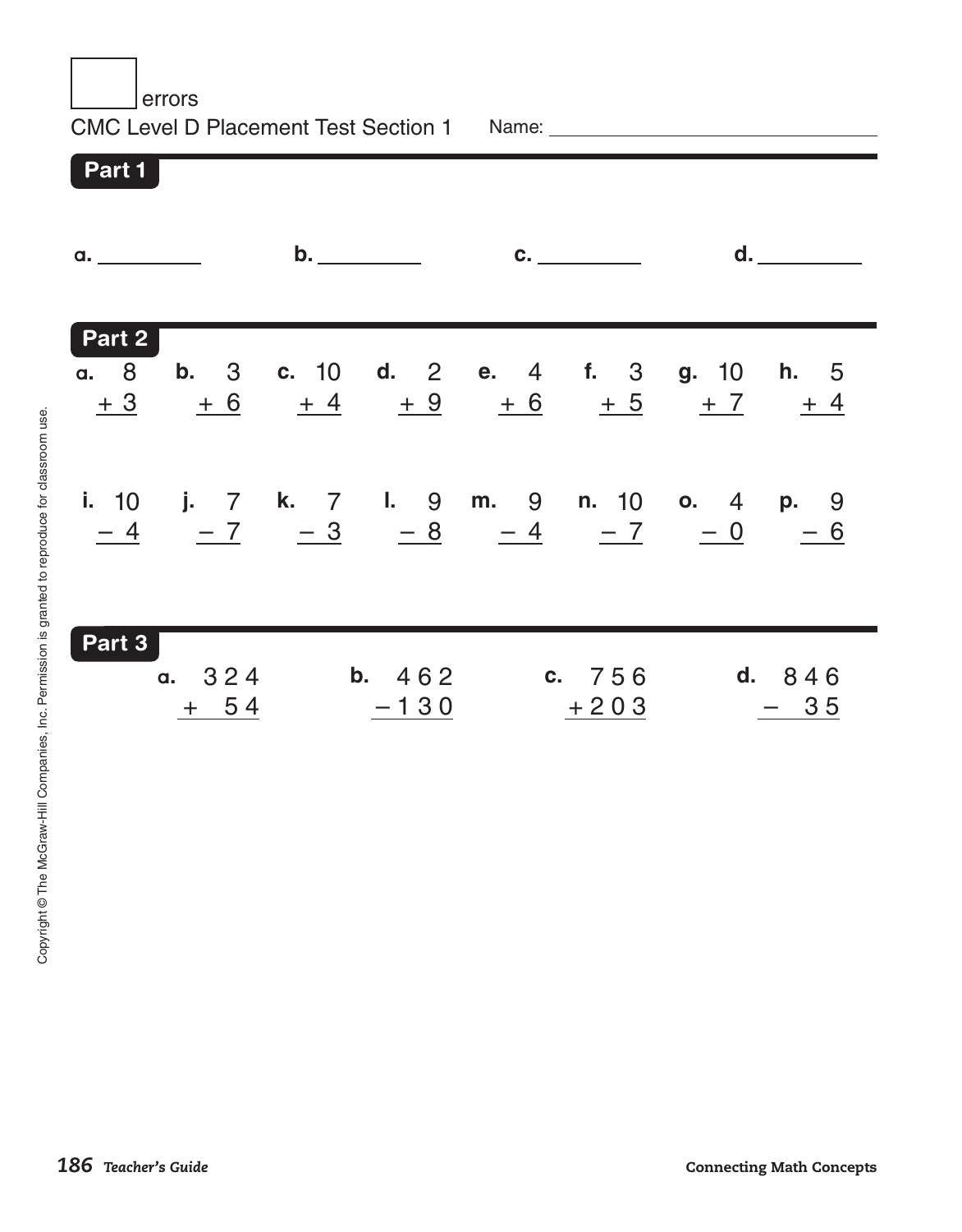☐ errors

CMC Level D Placement Test Section 1 Name: ____________________

## Part 1

a. ________ b. ________ c. ________ d. ________

## Part 2

a. $\begin{array}{r} 8 \\ +\ 3 \\ \hline \end{array}$ b. $\begin{array}{r} 3 \\ +\ 6 \\ \hline \end{array}$ c. $\begin{array}{r} 10 \\ +\ 4 \\ \hline \end{array}$ d. $\begin{array}{r} 2 \\ +\ 9 \\ \hline \end{array}$ e. $\begin{array}{r} 4 \\ +\ 6 \\ \hline \end{array}$ f. $\begin{array}{r} 3 \\ +\ 5 \\ \hline \end{array}$ g. $\begin{array}{r} 10 \\ +\ 7 \\ \hline \end{array}$ h. $\begin{array}{r} 5 \\ +\ 4 \\ \hline \end{array}$

i. $\begin{array}{r} 10 \\ -\ 4 \\ \hline \end{array}$ j. $\begin{array}{r} 7 \\ -\ 7 \\ \hline \end{array}$ k. $\begin{array}{r} 7 \\ -\ 3 \\ \hline \end{array}$ l. $\begin{array}{r} 9 \\ -\ 8 \\ \hline \end{array}$ m. $\begin{array}{r} 9 \\ -\ 4 \\ \hline \end{array}$ n. $\begin{array}{r} 10 \\ -\ 7 \\ \hline \end{array}$ o. $\begin{array}{r} 4 \\ -\ 0 \\ \hline \end{array}$ p. $\begin{array}{r} 9 \\ -\ 6 \\ \hline \end{array}$

## Part 3

a. $\begin{array}{r} 324 \\ +\ \ 54 \\ \hline \end{array}$ b. $\begin{array}{r} 462 \\ -130 \\ \hline \end{array}$ c. $\begin{array}{r} 756 \\ +203 \\ \hline \end{array}$ d. $\begin{array}{r} 846 \\ -\ \ 35 \\ \hline \end{array}$

Copyright © The McGraw-Hill Companies, Inc. Permission is granted to reproduce for classroom use.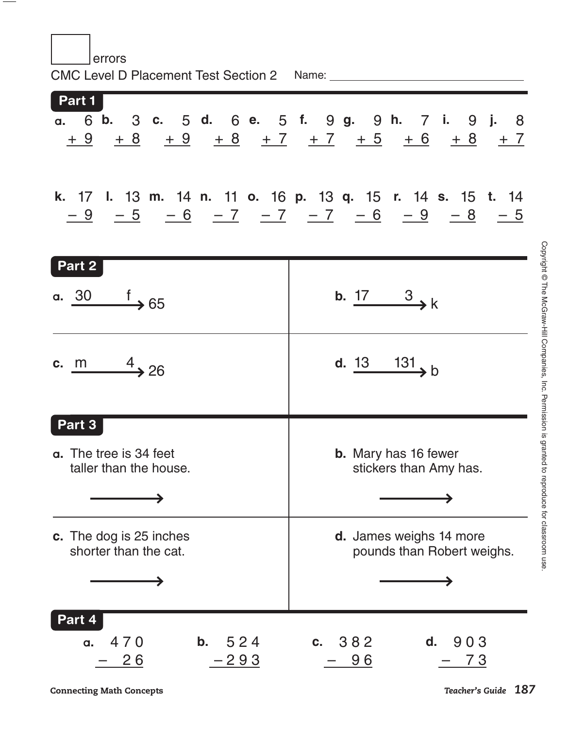☐ errors

CMC Level D Placement Test Section 2 Name: ____________________

## Part 1

a. $6 + 9$ b. $3 + 8$ c. $5 + 9$ d. $6 + 8$ e. $5 + 7$ f. $9 + 7$ g. $9 + 5$ h. $7 + 6$ i. $9 + 8$ j. $8 + 7$

k. $17 - 9$ l. $13 - 5$ m. $14 - 6$ n. $11 - 7$ o. $16 - 7$ p. $13 - 7$ q. $15 - 6$ r. $14 - 9$ s. $15 - 8$ t. $14 - 5$

## Part 2

a. $30 \xrightarrow{f} 65$

b. $17 \xrightarrow{3} k$

c. $m \xrightarrow{4} 26$

d. $13 \xrightarrow{131} b$

## Part 3

a. The tree is 34 feet taller than the house.

$\longrightarrow$

b. Mary has 16 fewer stickers than Amy has.

$\longrightarrow$

c. The dog is 25 inches shorter than the cat.

$\longrightarrow$

d. James weighs 14 more pounds than Robert weighs.

$\longrightarrow$

## Part 4

a. $470 - 26$ b. $524 - 293$ c. $382 - 96$ d. $903 - 73$

Copyright © The McGraw-Hill Companies, Inc. Permission is granted to reproduce for classroom use.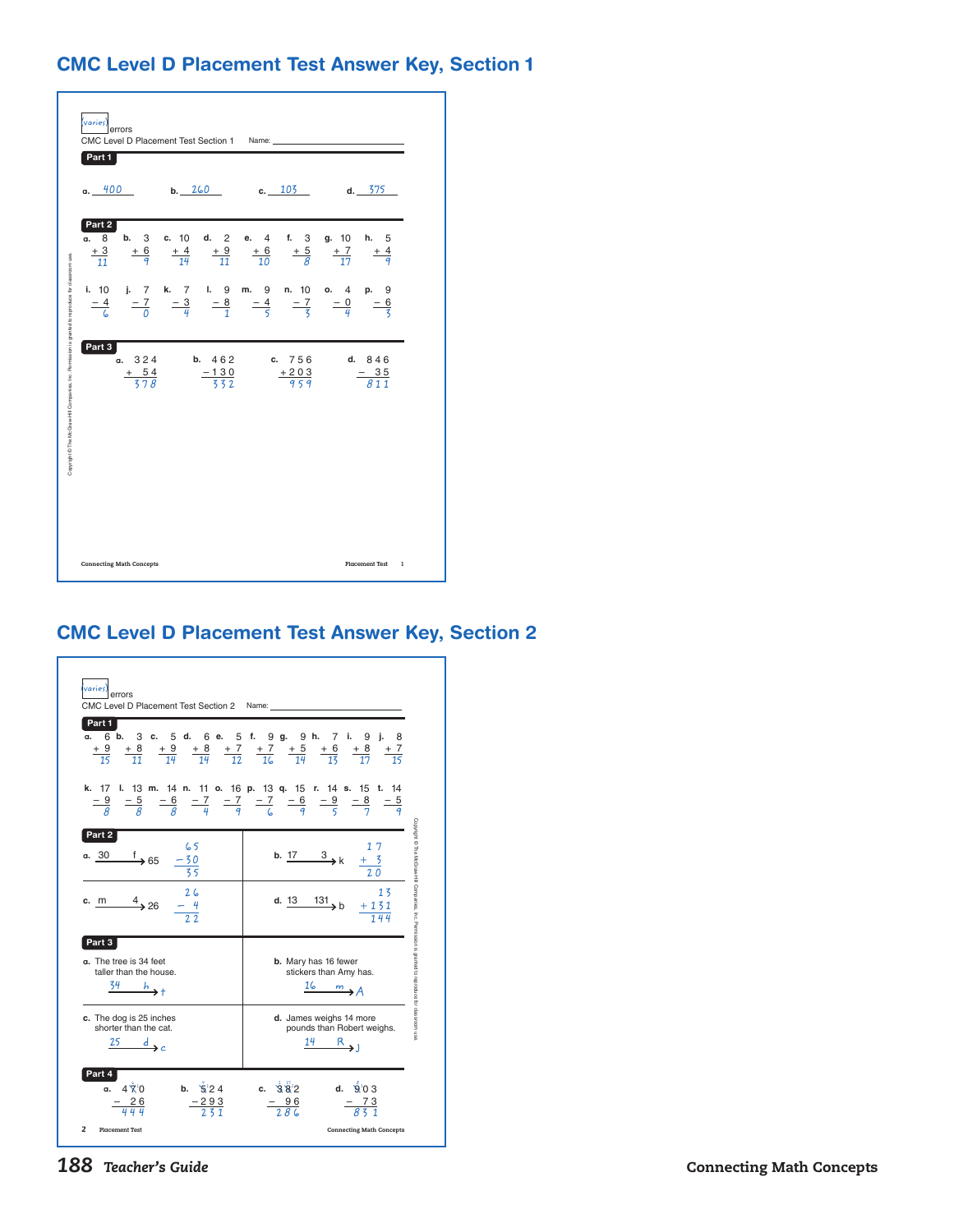# CMC Level D Placement Test Answer Key, Section 1

(varies) errors

CMC Level D Placement Test Section 1 Name: ____________

**Part 1**

a. 400 b. 260 c. 103 d. 375

**Part 2**

a. $8 + 3 = 11$ b. $3 + 6 = 9$ c. $10 + 4 = 14$ d. $2 + 9 = 11$ e. $4 + 6 = 10$ f. $3 + 5 = 8$ g. $10 + 7 = 17$ h. $5 + 4 = 9$

i. $10 - 4 = 6$ j. $7 - 7 = 0$ k. $7 - 3 = 4$ l. $9 - 8 = 1$ m. $9 - 4 = 5$ n. $10 - 7 = 3$ o. $4 - 0 = 4$ p. $9 - 6 = 3$

**Part 3**

a. $324 + 54 = 378$ b. $462 - 130 = 332$ c. $756 + 203 = 959$ d. $846 - 35 = 811$

Copyright © The McGraw-Hill Companies, Inc. Permission is granted to reproduce for classroom use.

Connecting Math Concepts Placement Test 1

# CMC Level D Placement Test Answer Key, Section 2

(varies) errors

CMC Level D Placement Test Section 2 Name: ____________

**Part 1**

a. $6 + 9 = 15$ b. $3 + 8 = 11$ c. $5 + 9 = 14$ d. $6 + 8 = 14$ e. $5 + 7 = 12$ f. $9 + 7 = 16$ g. $9 + 5 = 14$ h. $7 + 6 = 13$ i. $9 + 8 = 17$ j. $8 + 7 = 15$

k. $17 - 9 = 8$ l. $13 - 5 = 8$ m. $14 - 6 = 8$ n. $11 - 7 = 4$ o. $16 - 7 = 9$ p. $13 - 7 = 6$ q. $15 - 6 = 9$ r. $14 - 9 = 5$ s. $15 - 8 = 7$ t. $14 - 5 = 9$

**Part 2**

a. 30 —f→ 65: $65 - 30 = 35$

b. 17 —3→ k: $17 + 3 = 20$

c. m —4→ 26: $26 - 4 = 22$

d. 13 —131→ b: $13 + 131 = 144$

**Part 3**

a. The tree is 34 feet taller than the house. 34 —h→ t

b. Mary has 16 fewer stickers than Amy has. 16 —m→ A

c. The dog is 25 inches shorter than the cat. 25 —d→ c

d. James weighs 14 more pounds than Robert weighs. 14 —R→ J

**Part 4**

a. $470 - 26 = 444$ b. $524 - 293 = 231$ c. $382 - 96 = 286$ d. $903 - 73 = 831$

Copyright © The McGraw-Hill Companies, Inc. Permission is granted to reproduce for classroom use.

2 Placement Test Connecting Math Concepts